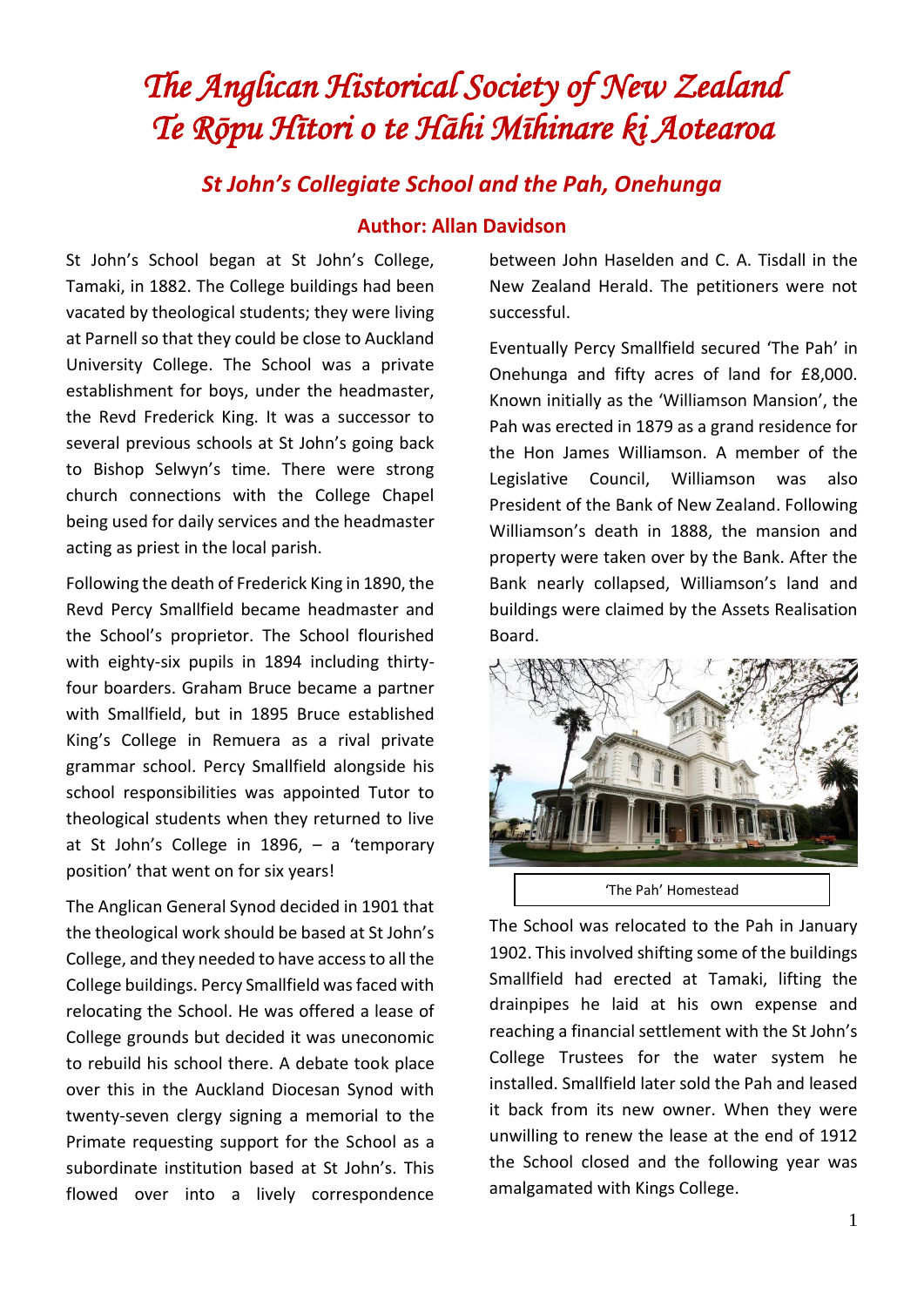# *The Anglican Historical Society of New Zealand*
# *Te Rōpu Hītori o te Hāhi Mīhinare ki Aotearoa*

## *St John's Collegiate School and the Pah, Onehunga*

### Author: Allan Davidson

St John's School began at St John's College, Tamaki, in 1882. The College buildings had been vacated by theological students; they were living at Parnell so that they could be close to Auckland University College. The School was a private establishment for boys, under the headmaster, the Revd Frederick King. It was a successor to several previous schools at St John's going back to Bishop Selwyn's time. There were strong church connections with the College Chapel being used for daily services and the headmaster acting as priest in the local parish.

Following the death of Frederick King in 1890, the Revd Percy Smallfield became headmaster and the School's proprietor. The School flourished with eighty-six pupils in 1894 including thirty-four boarders. Graham Bruce became a partner with Smallfield, but in 1895 Bruce established King's College in Remuera as a rival private grammar school. Percy Smallfield alongside his school responsibilities was appointed Tutor to theological students when they returned to live at St John's College in 1896, – a 'temporary position' that went on for six years!

The Anglican General Synod decided in 1901 that the theological work should be based at St John's College, and they needed to have access to all the College buildings. Percy Smallfield was faced with relocating the School. He was offered a lease of College grounds but decided it was uneconomic to rebuild his school there. A debate took place over this in the Auckland Diocesan Synod with twenty-seven clergy signing a memorial to the Primate requesting support for the School as a subordinate institution based at St John's. This flowed over into a lively correspondence between John Haselden and C. A. Tisdall in the New Zealand Herald. The petitioners were not successful.

Eventually Percy Smallfield secured 'The Pah' in Onehunga and fifty acres of land for £8,000. Known initially as the 'Williamson Mansion', the Pah was erected in 1879 as a grand residence for the Hon James Williamson. A member of the Legislative Council, Williamson was also President of the Bank of New Zealand. Following Williamson's death in 1888, the mansion and property were taken over by the Bank. After the Bank nearly collapsed, Williamson's land and buildings were claimed by the Assets Realisation Board.

'The Pah' Homestead

The School was relocated to the Pah in January 1902. This involved shifting some of the buildings Smallfield had erected at Tamaki, lifting the drainpipes he laid at his own expense and reaching a financial settlement with the St John's College Trustees for the water system he installed. Smallfield later sold the Pah and leased it back from its new owner. When they were unwilling to renew the lease at the end of 1912 the School closed and the following year was amalgamated with Kings College.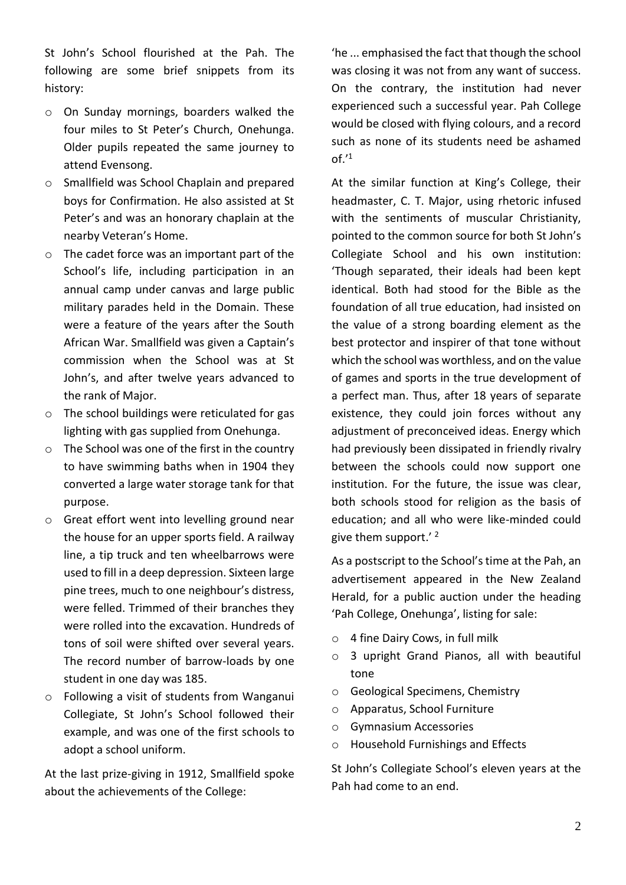St John's School flourished at the Pah. The following are some brief snippets from its history:

- On Sunday mornings, boarders walked the four miles to St Peter's Church, Onehunga. Older pupils repeated the same journey to attend Evensong.
- Smallfield was School Chaplain and prepared boys for Confirmation. He also assisted at St Peter's and was an honorary chaplain at the nearby Veteran's Home.
- The cadet force was an important part of the School's life, including participation in an annual camp under canvas and large public military parades held in the Domain. These were a feature of the years after the South African War. Smallfield was given a Captain's commission when the School was at St John's, and after twelve years advanced to the rank of Major.
- The school buildings were reticulated for gas lighting with gas supplied from Onehunga.
- The School was one of the first in the country to have swimming baths when in 1904 they converted a large water storage tank for that purpose.
- Great effort went into levelling ground near the house for an upper sports field. A railway line, a tip truck and ten wheelbarrows were used to fill in a deep depression. Sixteen large pine trees, much to one neighbour's distress, were felled. Trimmed of their branches they were rolled into the excavation. Hundreds of tons of soil were shifted over several years. The record number of barrow-loads by one student in one day was 185.
- Following a visit of students from Wanganui Collegiate, St John's School followed their example, and was one of the first schools to adopt a school uniform.

At the last prize-giving in 1912, Smallfield spoke about the achievements of the College:

'he ... emphasised the fact that though the school was closing it was not from any want of success. On the contrary, the institution had never experienced such a successful year. Pah College would be closed with flying colours, and a record such as none of its students need be ashamed of.'[1]

At the similar function at King's College, their headmaster, C. T. Major, using rhetoric infused with the sentiments of muscular Christianity, pointed to the common source for both St John's Collegiate School and his own institution: 'Though separated, their ideals had been kept identical. Both had stood for the Bible as the foundation of all true education, had insisted on the value of a strong boarding element as the best protector and inspirer of that tone without which the school was worthless, and on the value of games and sports in the true development of a perfect man. Thus, after 18 years of separate existence, they could join forces without any adjustment of preconceived ideas. Energy which had previously been dissipated in friendly rivalry between the schools could now support one institution. For the future, the issue was clear, both schools stood for religion as the basis of education; and all who were like-minded could give them support.' [2]

As a postscript to the School's time at the Pah, an advertisement appeared in the New Zealand Herald, for a public auction under the heading 'Pah College, Onehunga', listing for sale:

- 4 fine Dairy Cows, in full milk
- 3 upright Grand Pianos, all with beautiful tone
- Geological Specimens, Chemistry
- Apparatus, School Furniture
- Gymnasium Accessories
- Household Furnishings and Effects

St John's Collegiate School's eleven years at the Pah had come to an end.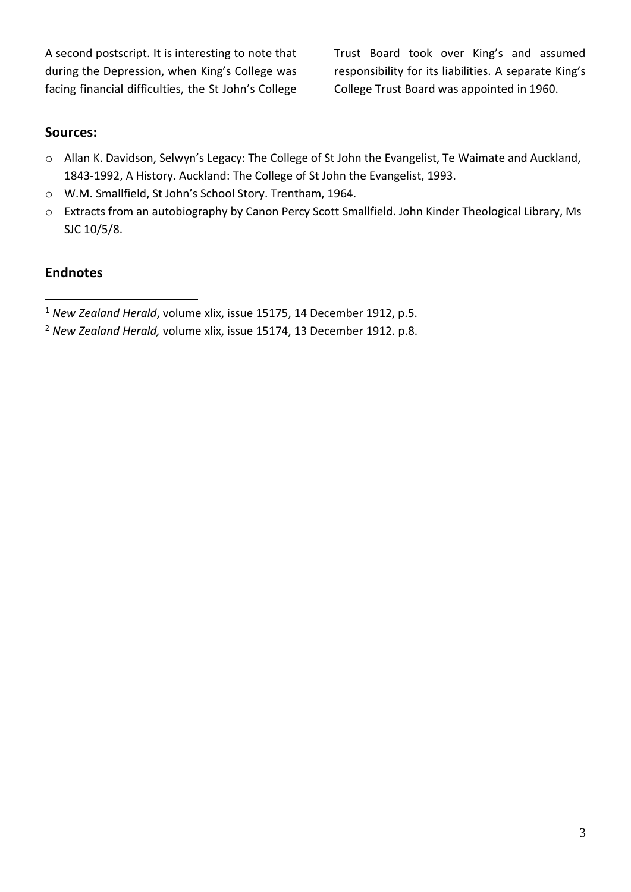A second postscript. It is interesting to note that during the Depression, when King's College was facing financial difficulties, the St John's College Trust Board took over King's and assumed responsibility for its liabilities. A separate King's College Trust Board was appointed in 1960.

## Sources:

- Allan K. Davidson, Selwyn's Legacy: The College of St John the Evangelist, Te Waimate and Auckland, 1843-1992, A History. Auckland: The College of St John the Evangelist, 1993.
- W.M. Smallfield, St John's School Story. Trentham, 1964.
- Extracts from an autobiography by Canon Percy Scott Smallfield. John Kinder Theological Library, Ms SJC 10/5/8.

## Endnotes

[1] *New Zealand Herald*, volume xlix, issue 15175, 14 December 1912, p.5.

[2] *New Zealand Herald,* volume xlix, issue 15174, 13 December 1912. p.8.